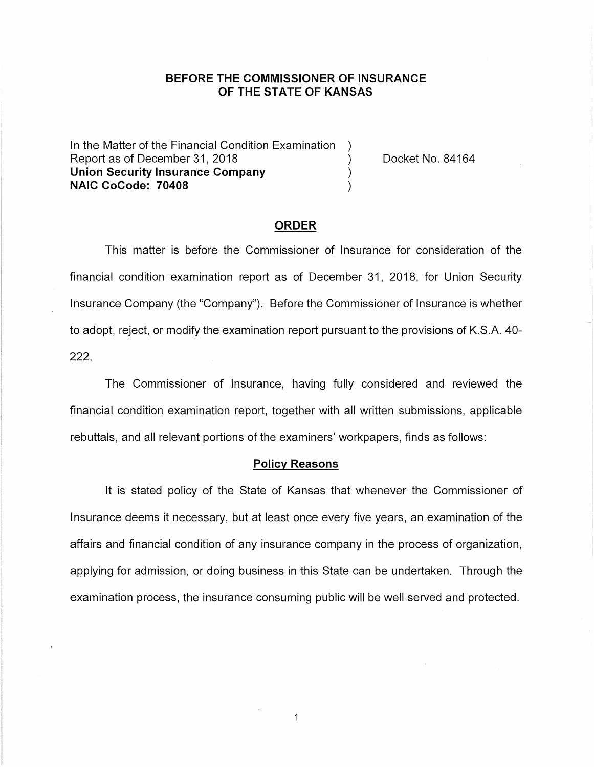**BEFORE THE COMMISSIONER OF INSURANCE**
**OF THE STATE OF KANSAS**

In the Matter of the Financial Condition Examination )
Report as of December 31, 2018 )
**Union Security Insurance Company** )
**NAIC CoCode: 70408** )

Docket No. 84164

## ORDER

This matter is before the Commissioner of Insurance for consideration of the financial condition examination report as of December 31, 2018, for Union Security Insurance Company (the "Company"). Before the Commissioner of Insurance is whether to adopt, reject, or modify the examination report pursuant to the provisions of K.S.A. 40-222.

The Commissioner of Insurance, having fully considered and reviewed the financial condition examination report, together with all written submissions, applicable rebuttals, and all relevant portions of the examiners' workpapers, finds as follows:

### Policy Reasons

It is stated policy of the State of Kansas that whenever the Commissioner of Insurance deems it necessary, but at least once every five years, an examination of the affairs and financial condition of any insurance company in the process of organization, applying for admission, or doing business in this State can be undertaken. Through the examination process, the insurance consuming public will be well served and protected.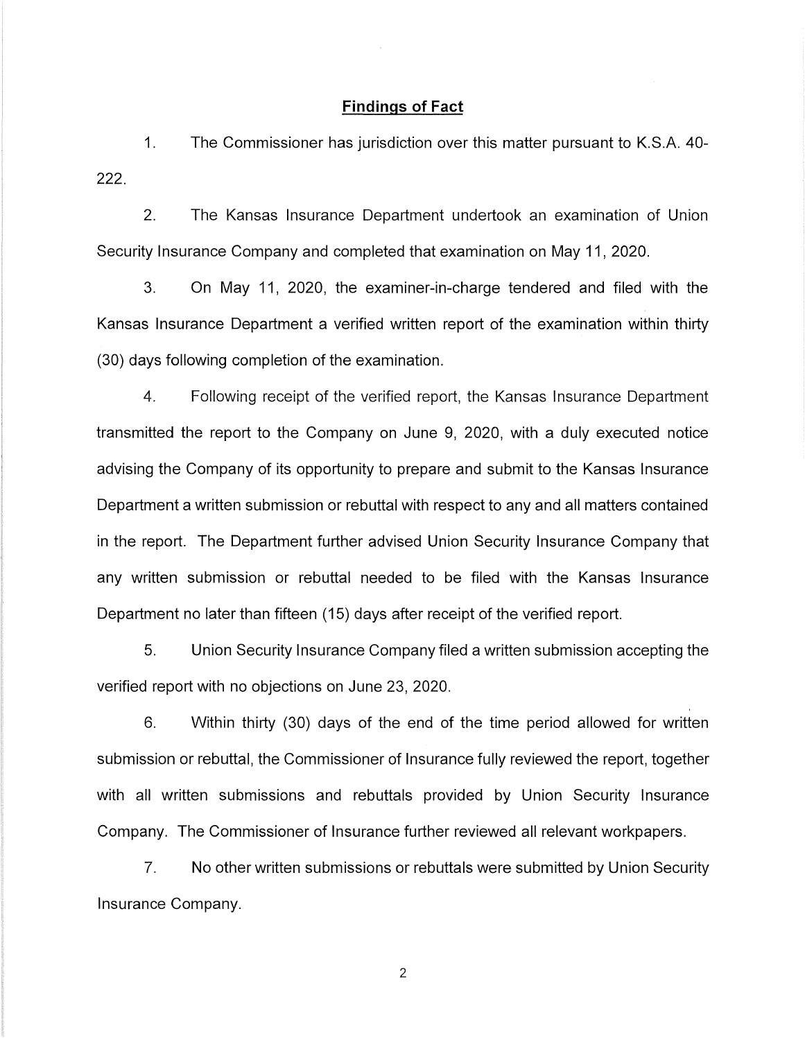## Findings of Fact

1. The Commissioner has jurisdiction over this matter pursuant to K.S.A. 40-222.

2. The Kansas Insurance Department undertook an examination of Union Security Insurance Company and completed that examination on May 11, 2020.

3. On May 11, 2020, the examiner-in-charge tendered and filed with the Kansas Insurance Department a verified written report of the examination within thirty (30) days following completion of the examination.

4. Following receipt of the verified report, the Kansas Insurance Department transmitted the report to the Company on June 9, 2020, with a duly executed notice advising the Company of its opportunity to prepare and submit to the Kansas Insurance Department a written submission or rebuttal with respect to any and all matters contained in the report. The Department further advised Union Security Insurance Company that any written submission or rebuttal needed to be filed with the Kansas Insurance Department no later than fifteen (15) days after receipt of the verified report.

5. Union Security Insurance Company filed a written submission accepting the verified report with no objections on June 23, 2020.

6. Within thirty (30) days of the end of the time period allowed for written submission or rebuttal, the Commissioner of Insurance fully reviewed the report, together with all written submissions and rebuttals provided by Union Security Insurance Company. The Commissioner of Insurance further reviewed all relevant workpapers.

7. No other written submissions or rebuttals were submitted by Union Security Insurance Company.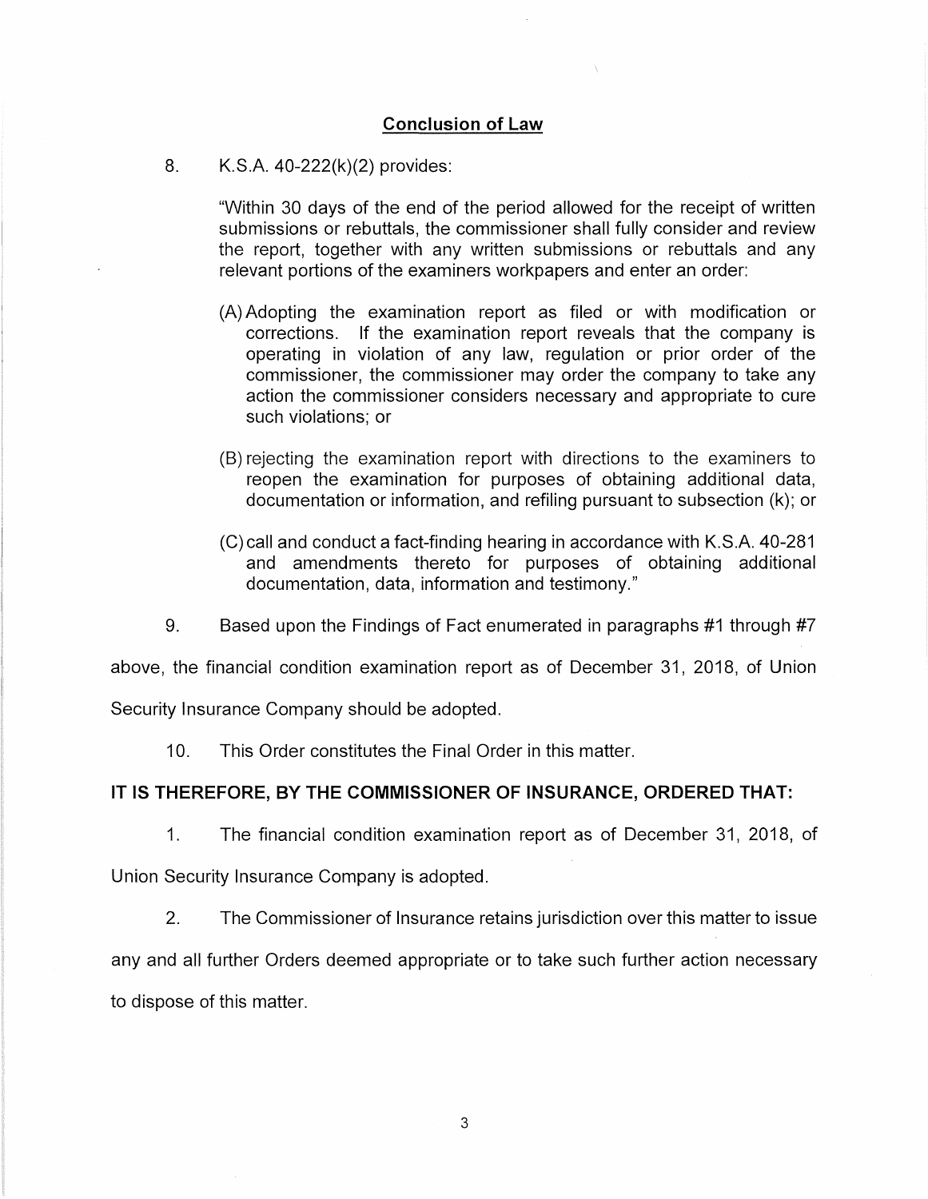## Conclusion of Law

8. K.S.A. 40-222(k)(2) provides:

> "Within 30 days of the end of the period allowed for the receipt of written submissions or rebuttals, the commissioner shall fully consider and review the report, together with any written submissions or rebuttals and any relevant portions of the examiners workpapers and enter an order:
>
> (A) Adopting the examination report as filed or with modification or corrections. If the examination report reveals that the company is operating in violation of any law, regulation or prior order of the commissioner, the commissioner may order the company to take any action the commissioner considers necessary and appropriate to cure such violations; or
>
> (B) rejecting the examination report with directions to the examiners to reopen the examination for purposes of obtaining additional data, documentation or information, and refiling pursuant to subsection (k); or
>
> (C) call and conduct a fact-finding hearing in accordance with K.S.A. 40-281 and amendments thereto for purposes of obtaining additional documentation, data, information and testimony."

9. Based upon the Findings of Fact enumerated in paragraphs #1 through #7 above, the financial condition examination report as of December 31, 2018, of Union Security Insurance Company should be adopted.

10. This Order constitutes the Final Order in this matter.

**IT IS THEREFORE, BY THE COMMISSIONER OF INSURANCE, ORDERED THAT:**

1. The financial condition examination report as of December 31, 2018, of Union Security Insurance Company is adopted.

2. The Commissioner of Insurance retains jurisdiction over this matter to issue any and all further Orders deemed appropriate or to take such further action necessary to dispose of this matter.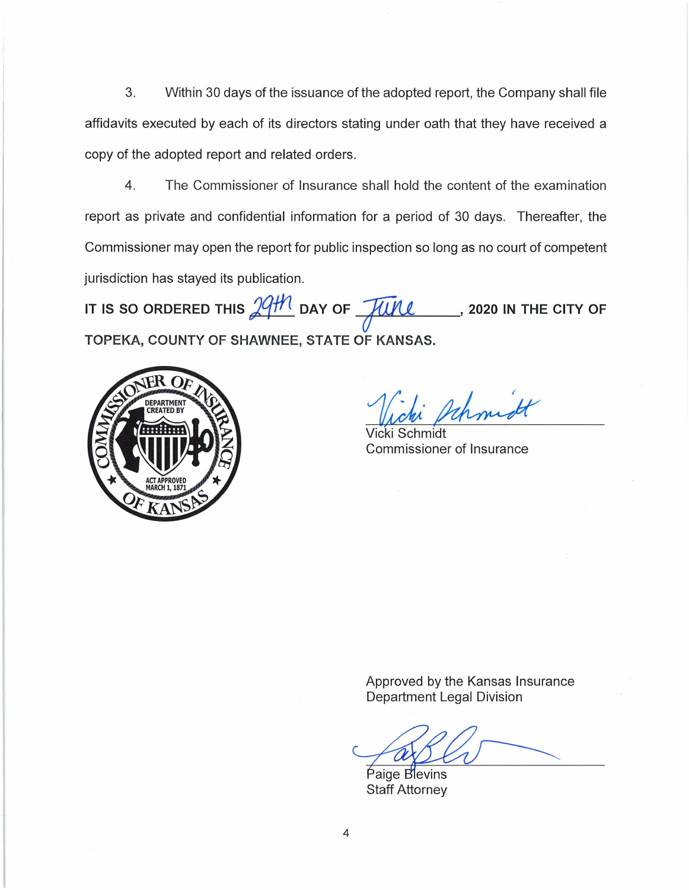3. Within 30 days of the issuance of the adopted report, the Company shall file affidavits executed by each of its directors stating under oath that they have received a copy of the adopted report and related orders.

4. The Commissioner of Insurance shall hold the content of the examination report as private and confidential information for a period of 30 days. Thereafter, the Commissioner may open the report for public inspection so long as no court of competent jurisdiction has stayed its publication.

**IT IS SO ORDERED THIS 29th DAY OF June, 2020 IN THE CITY OF TOPEKA, COUNTY OF SHAWNEE, STATE OF KANSAS.**

COMMISSIONER OF INSURANCE OF KANSAS
DEPARTMENT CREATED BY
ACT APPROVED MARCH 1, 1871

Vicki Schmidt
Commissioner of Insurance

Approved by the Kansas Insurance Department Legal Division

Paige Blevins
Staff Attorney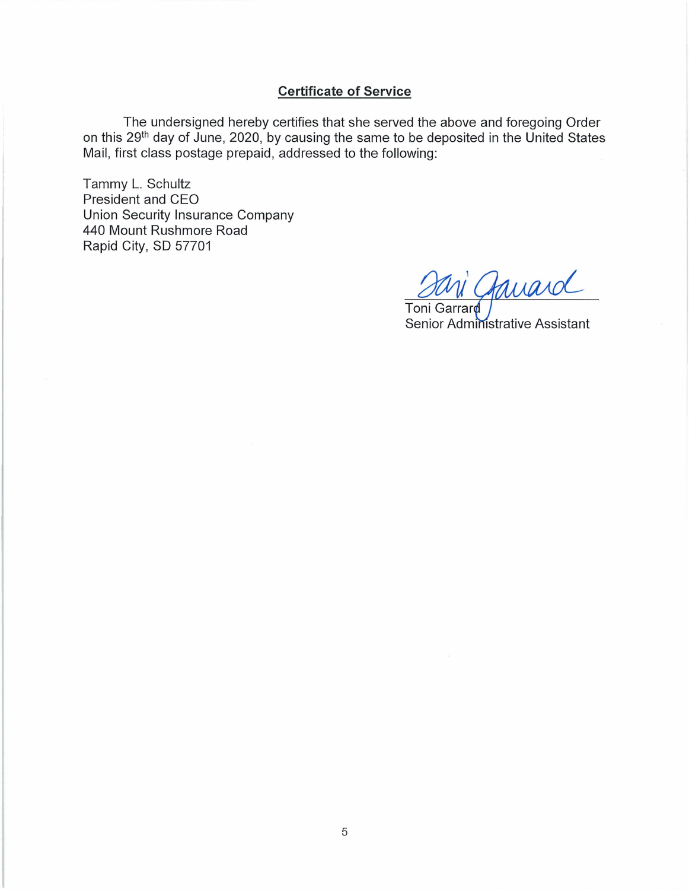## Certificate of Service

The undersigned hereby certifies that she served the above and foregoing Order on this 29th day of June, 2020, by causing the same to be deposited in the United States Mail, first class postage prepaid, addressed to the following:

Tammy L. Schultz  
President and CEO  
Union Security Insurance Company  
440 Mount Rushmore Road  
Rapid City, SD 57701

Toni Garrard  
Senior Administrative Assistant